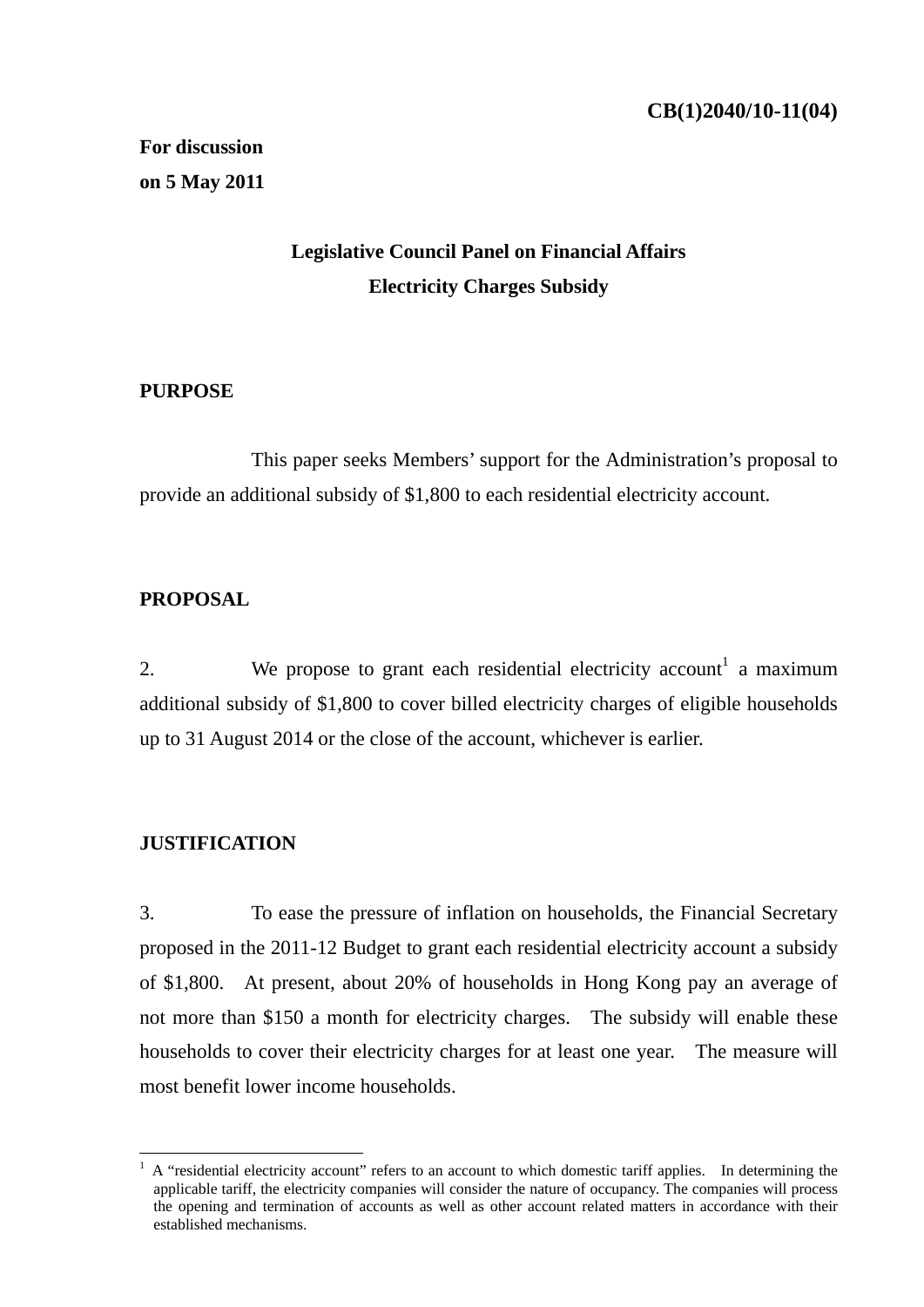**CB(1)2040/10-11(04)**

**For discussion**
**on 5 May 2011**

**Legislative Council Panel on Financial Affairs**
**Electricity Charges Subsidy**

## PURPOSE

This paper seeks Members' support for the Administration's proposal to provide an additional subsidy of $1,800 to each residential electricity account.

## PROPOSAL

2. We propose to grant each residential electricity account[1] a maximum additional subsidy of $1,800 to cover billed electricity charges of eligible households up to 31 August 2014 or the close of the account, whichever is earlier.

## JUSTIFICATION

3. To ease the pressure of inflation on households, the Financial Secretary proposed in the 2011-12 Budget to grant each residential electricity account a subsidy of $1,800. At present, about 20% of households in Hong Kong pay an average of not more than $150 a month for electricity charges. The subsidy will enable these households to cover their electricity charges for at least one year. The measure will most benefit lower income households.

---

[1] A "residential electricity account" refers to an account to which domestic tariff applies. In determining the applicable tariff, the electricity companies will consider the nature of occupancy. The companies will process the opening and termination of accounts as well as other account related matters in accordance with their established mechanisms.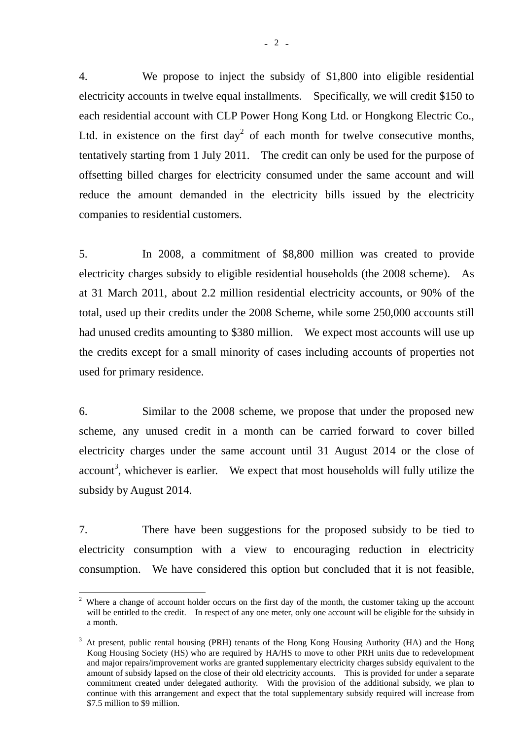4. We propose to inject the subsidy of $1,800 into eligible residential electricity accounts in twelve equal installments. Specifically, we will credit $150 to each residential account with CLP Power Hong Kong Ltd. or Hongkong Electric Co., Ltd. in existence on the first day[2] of each month for twelve consecutive months, tentatively starting from 1 July 2011. The credit can only be used for the purpose of offsetting billed charges for electricity consumed under the same account and will reduce the amount demanded in the electricity bills issued by the electricity companies to residential customers.

5. In 2008, a commitment of $8,800 million was created to provide electricity charges subsidy to eligible residential households (the 2008 scheme). As at 31 March 2011, about 2.2 million residential electricity accounts, or 90% of the total, used up their credits under the 2008 Scheme, while some 250,000 accounts still had unused credits amounting to $380 million. We expect most accounts will use up the credits except for a small minority of cases including accounts of properties not used for primary residence.

6. Similar to the 2008 scheme, we propose that under the proposed new scheme, any unused credit in a month can be carried forward to cover billed electricity charges under the same account until 31 August 2014 or the close of account[3], whichever is earlier. We expect that most households will fully utilize the subsidy by August 2014.

7. There have been suggestions for the proposed subsidy to be tied to electricity consumption with a view to encouraging reduction in electricity consumption. We have considered this option but concluded that it is not feasible,

---

[2] Where a change of account holder occurs on the first day of the month, the customer taking up the account will be entitled to the credit. In respect of any one meter, only one account will be eligible for the subsidy in a month.

[3] At present, public rental housing (PRH) tenants of the Hong Kong Housing Authority (HA) and the Hong Kong Housing Society (HS) who are required by HA/HS to move to other PRH units due to redevelopment and major repairs/improvement works are granted supplementary electricity charges subsidy equivalent to the amount of subsidy lapsed on the close of their old electricity accounts. This is provided for under a separate commitment created under delegated authority. With the provision of the additional subsidy, we plan to continue with this arrangement and expect that the total supplementary subsidy required will increase from $7.5 million to $9 million.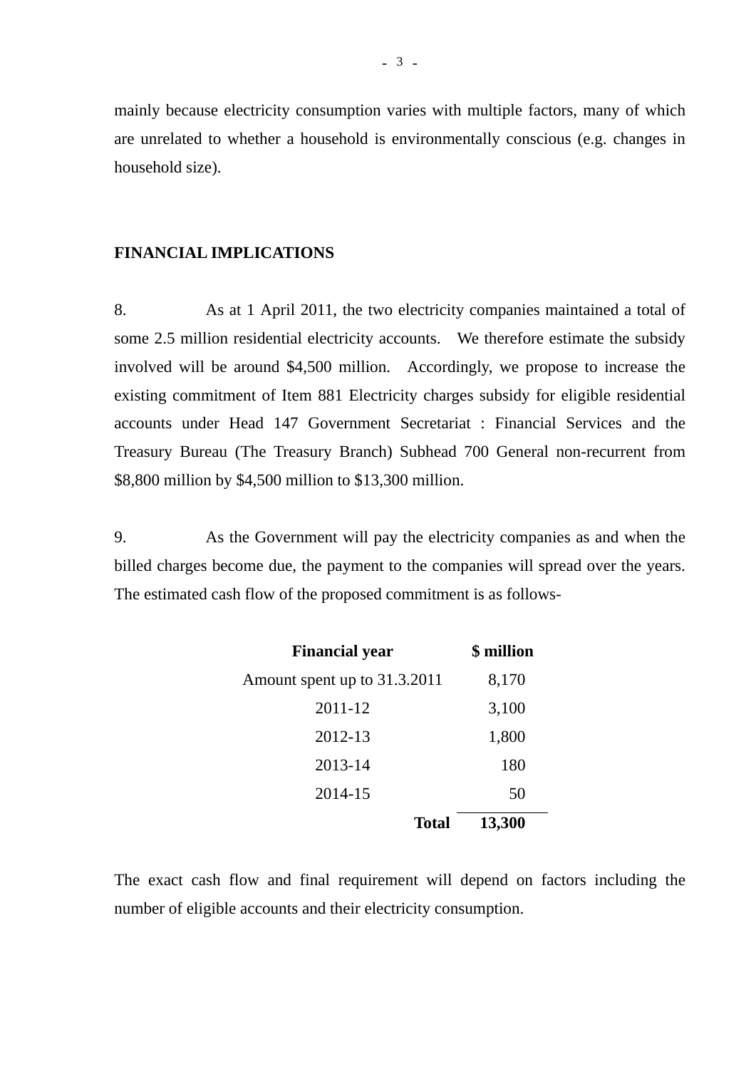mainly because electricity consumption varies with multiple factors, many of which are unrelated to whether a household is environmentally conscious (e.g. changes in household size).

## FINANCIAL IMPLICATIONS

8. As at 1 April 2011, the two electricity companies maintained a total of some 2.5 million residential electricity accounts. We therefore estimate the subsidy involved will be around $4,500 million. Accordingly, we propose to increase the existing commitment of Item 881 Electricity charges subsidy for eligible residential accounts under Head 147 Government Secretariat : Financial Services and the Treasury Bureau (The Treasury Branch) Subhead 700 General non-recurrent from $8,800 million by $4,500 million to $13,300 million.

9. As the Government will pay the electricity companies as and when the billed charges become due, the payment to the companies will spread over the years. The estimated cash flow of the proposed commitment is as follows-

| Financial year | $ million |
|---|---|
| Amount spent up to 31.3.2011 | 8,170 |
| 2011-12 | 3,100 |
| 2012-13 | 1,800 |
| 2013-14 | 180 |
| 2014-15 | 50 |
| **Total** | **13,300** |

The exact cash flow and final requirement will depend on factors including the number of eligible accounts and their electricity consumption.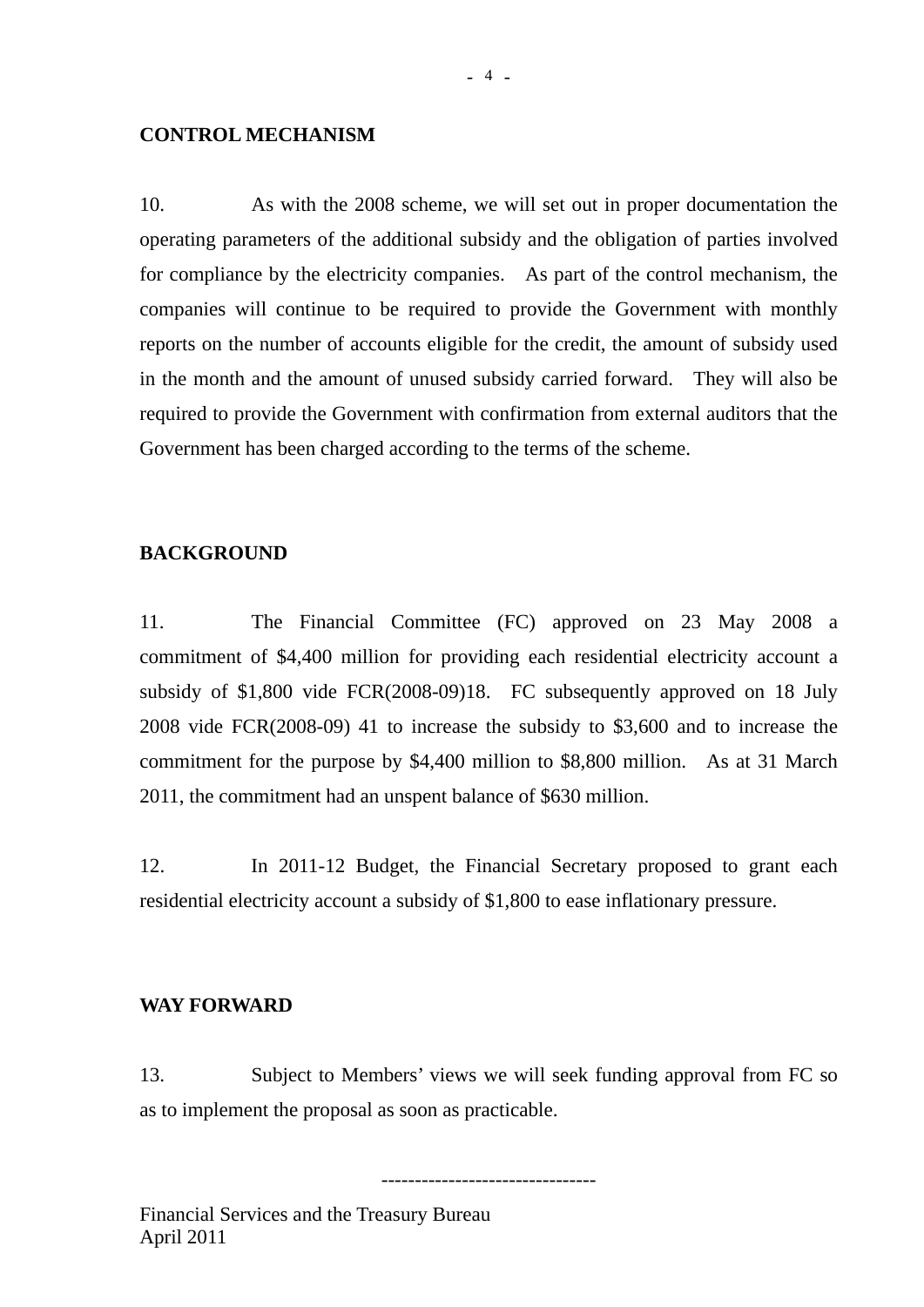**CONTROL MECHANISM**

10. As with the 2008 scheme, we will set out in proper documentation the operating parameters of the additional subsidy and the obligation of parties involved for compliance by the electricity companies. As part of the control mechanism, the companies will continue to be required to provide the Government with monthly reports on the number of accounts eligible for the credit, the amount of subsidy used in the month and the amount of unused subsidy carried forward. They will also be required to provide the Government with confirmation from external auditors that the Government has been charged according to the terms of the scheme.

**BACKGROUND**

11. The Financial Committee (FC) approved on 23 May 2008 a commitment of $4,400 million for providing each residential electricity account a subsidy of $1,800 vide FCR(2008-09)18. FC subsequently approved on 18 July 2008 vide FCR(2008-09) 41 to increase the subsidy to $3,600 and to increase the commitment for the purpose by $4,400 million to $8,800 million. As at 31 March 2011, the commitment had an unspent balance of $630 million.

12. In 2011-12 Budget, the Financial Secretary proposed to grant each residential electricity account a subsidy of $1,800 to ease inflationary pressure.

**WAY FORWARD**

13. Subject to Members' views we will seek funding approval from FC so as to implement the proposal as soon as practicable.

--------------------------------

Financial Services and the Treasury Bureau
April 2011